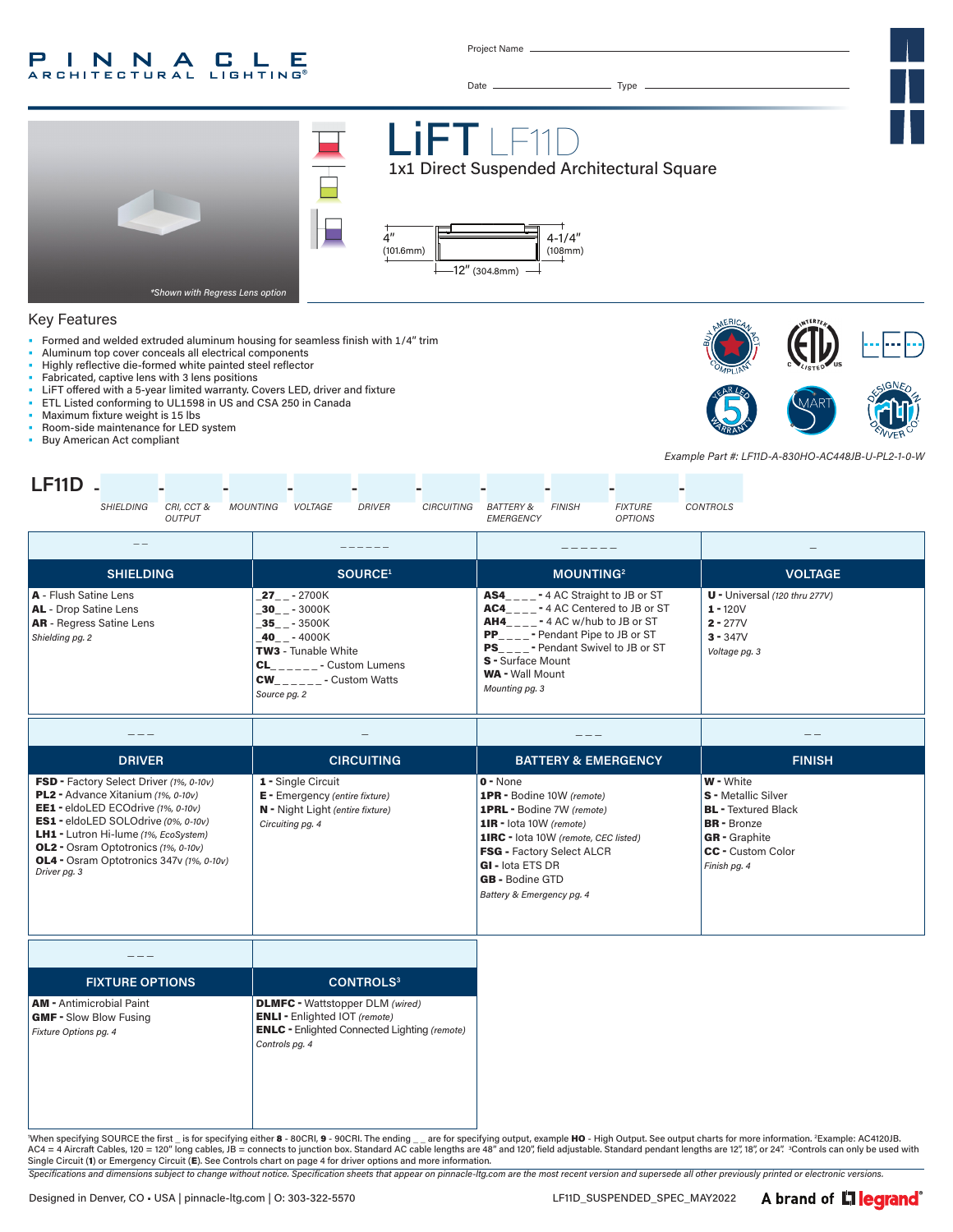# PINNACLE ARCHITECTURAL LIGHTING®

Project Name

Date Type

# LiFT LF11D

## 1x1 Direct Suspended Architectural Square

4" (101.6mm) — 4-1/4" (108mm) — 12" (304.8mm)

*\*Shown with Regress Lens option*

## Key Features

- Formed and welded extruded aluminum housing for seamless finish with 1/4" trim
- Aluminum top cover conceals all electrical components
- Highly reflective die-formed white painted steel reflector
- Fabricated, captive lens with 3 lens positions
- LiFT offered with a 5-year limited warranty. Covers LED, driver and fixture
- ETL Listed conforming to UL1598 in US and CSA 250 in Canada
- Maximum fixture weight is 15 lbs
- Room-side maintenance for LED system
- Buy American Act compliant

*Example Part #: LF11D-A-830HO-AC448JB-U-PL2-1-0-W*

**LF11D** - SHIELDING - CRI, CCT & OUTPUT - MOUNTING - VOLTAGE - DRIVER - CIRCUITING - BATTERY & EMERGENCY - FINISH - FIXTURE OPTIONS - CONTROLS

| _ _ | _ _ _ _ _ _ | _ _ _ _ _ _ | _ |
|---|---|---|---|
| **SHIELDING** | **SOURCE[1]** | **MOUNTING[2]** | **VOLTAGE** |
| **A** - Flush Satine Lens<br>**AL** - Drop Satine Lens<br>**AR** - Regress Satine Lens<br>*Shielding pg. 2* | **_27_ _** - 2700K<br>**_30_ _** - 3000K<br>**_35_ _** - 3500K<br>**_40_ _** - 4000K<br>**TW3** - Tunable White<br>**CL_ _ _ _ _ _** - Custom Lumens<br>**CW_ _ _ _ _ _** - Custom Watts<br>*Source pg. 2* | **AS4_ _ _ _** - 4 AC Straight to JB or ST<br>**AC4_ _ _ _** - 4 AC Centered to JB or ST<br>**AH4_ _ _ _** - 4 AC w/hub to JB or ST<br>**PP_ _ _ _** - Pendant Pipe to JB or ST<br>**PS_ _ _ _** - Pendant Swivel to JB or ST<br>**S** - Surface Mount<br>**WA** - Wall Mount<br>*Mounting pg. 3* | **U** - Universal *(120 thru 277V)*<br>**1** - 120V<br>**2** - 277V<br>**3** - 347V<br>*Voltage pg. 3* |

| _ _ _ | _ | _ _ _ | _ _ |
|---|---|---|---|
| **DRIVER** | **CIRCUITING** | **BATTERY & EMERGENCY** | **FINISH** |
| **FSD** - Factory Select Driver *(1%, 0-10v)*<br>**PL2** - Advance Xitanium *(1%, 0-10v)*<br>**EE1** - eldoLED ECOdrive *(1%, 0-10v)*<br>**ES1** - eldoLED SOLOdrive *(0%, 0-10v)*<br>**LH1** - Lutron Hi-lume *(1%, EcoSystem)*<br>**OL2** - Osram Optotronics *(1%, 0-10v)*<br>**OL4** - Osram Optotronics 347v *(1%, 0-10v)*<br>*Driver pg. 3* | **1** - Single Circuit<br>**E** - Emergency *(entire fixture)*<br>**N** - Night Light *(entire fixture)*<br>*Circuiting pg. 4* | **0** - None<br>**1PR** - Bodine 10W *(remote)*<br>**1PRL** - Bodine 7W *(remote)*<br>**1IR** - Iota 10W *(remote)*<br>**1IRC** - Iota 10W *(remote, CEC listed)*<br>**FSG** - Factory Select ALCR<br>**GI** - Iota ETS DR<br>**GB** - Bodine GTD<br>*Battery & Emergency pg. 4* | **W** - White<br>**S** - Metallic Silver<br>**BL** - Textured Black<br>**BR** - Bronze<br>**GR** - Graphite<br>**CC** - Custom Color<br>*Finish pg. 4* |

| _ _ _ | |
|---|---|
| **FIXTURE OPTIONS** | **CONTROLS[3]** |
| **AM** - Antimicrobial Paint<br>**GMF** - Slow Blow Fusing<br>*Fixture Options pg. 4* | **DLMFC** - Wattstopper DLM *(wired)*<br>**ENLI** - Enlighted IOT *(remote)*<br>**ENLC** - Enlighted Connected Lighting *(remote)*<br>*Controls pg. 4* |

[1]When specifying SOURCE the first _ is for specifying either **8** - 80CRI, **9** - 90CRI. The ending _ _ are for specifying output, example **HO** - High Output. See output charts for more information. [2]Example: AC4120JB. AC4 = 4 Aircraft Cables, 120 = 120" long cables, JB = connects to junction box. Standard AC cable lengths are 48" and 120", field adjustable. Standard pendant lengths are 12", 18", or 24". [3]Controls can only be used with Single Circuit (**1**) or Emergency Circuit (**E**). See Controls chart on page 4 for driver options and more information.

*Specifications and dimensions subject to change without notice. Specification sheets that appear on pinnacle-ltg.com are the most recent version and supersede all other previously printed or electronic versions.*

Designed in Denver, CO • USA | pinnacle-ltg.com | O: 303-322-5570 LF11D_SUSPENDED_SPEC_MAY2022 A brand of legrand®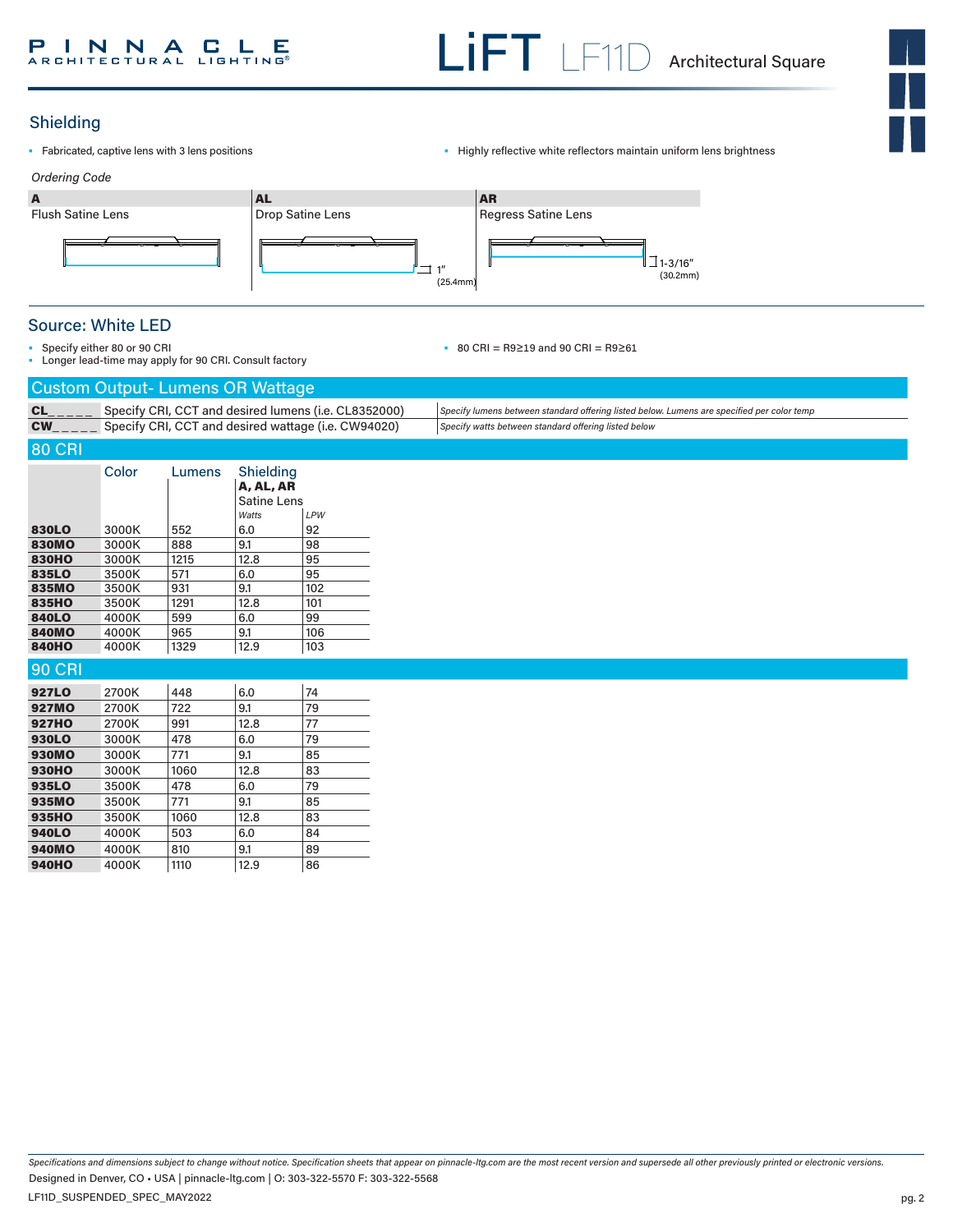## Shielding

- Fabricated, captive lens with 3 lens positions
- Highly reflective white reflectors maintain uniform lens brightness

*Ordering Code*

| A | AL | AR |
|---|---|---|
| Flush Satine Lens | Drop Satine Lens | Regress Satine Lens |
| | 1" (25.4mm) | 1-3/16" (30.2mm) |

## Source: White LED

- Specify either 80 or 90 CRI
- Longer lead-time may apply for 90 CRI. Consult factory
- 80 CRI = R9≥19 and 90 CRI = R9≥61

## Custom Output- Lumens OR Wattage

| | | |
|---|---|---|
| **CL_ _ _ _ _** | Specify CRI, CCT and desired lumens (i.e. CL8352000) | *Specify lumens between standard offering listed below. Lumens are specified per color temp* |
| **CW_ _ _ _ _** | Specify CRI, CCT and desired wattage (i.e. CW94020) | *Specify watts between standard offering listed below* |

## 80 CRI

| | Color | Lumens | Shielding **A, AL, AR** Satine Lens *Watts* | *LPW* |
|---|---|---|---|---|
| **830LO** | 3000K | 552 | 6.0 | 92 |
| **830MO** | 3000K | 888 | 9.1 | 98 |
| **830HO** | 3000K | 1215 | 12.8 | 95 |
| **835LO** | 3500K | 571 | 6.0 | 95 |
| **835MO** | 3500K | 931 | 9.1 | 102 |
| **835HO** | 3500K | 1291 | 12.8 | 101 |
| **840LO** | 4000K | 599 | 6.0 | 99 |
| **840MO** | 4000K | 965 | 9.1 | 106 |
| **840HO** | 4000K | 1329 | 12.9 | 103 |

## 90 CRI

| | Color | Lumens | Watts | LPW |
|---|---|---|---|---|
| **927LO** | 2700K | 448 | 6.0 | 74 |
| **927MO** | 2700K | 722 | 9.1 | 79 |
| **927HO** | 2700K | 991 | 12.8 | 77 |
| **930LO** | 3000K | 478 | 6.0 | 79 |
| **930MO** | 3000K | 771 | 9.1 | 85 |
| **930HO** | 3000K | 1060 | 12.8 | 83 |
| **935LO** | 3500K | 478 | 6.0 | 79 |
| **935MO** | 3500K | 771 | 9.1 | 85 |
| **935HO** | 3500K | 1060 | 12.8 | 83 |
| **940LO** | 4000K | 503 | 6.0 | 84 |
| **940MO** | 4000K | 810 | 9.1 | 89 |
| **940HO** | 4000K | 1110 | 12.9 | 86 |

*Specifications and dimensions subject to change without notice. Specification sheets that appear on pinnacle-ltg.com are the most recent version and supersede all other previously printed or electronic versions.*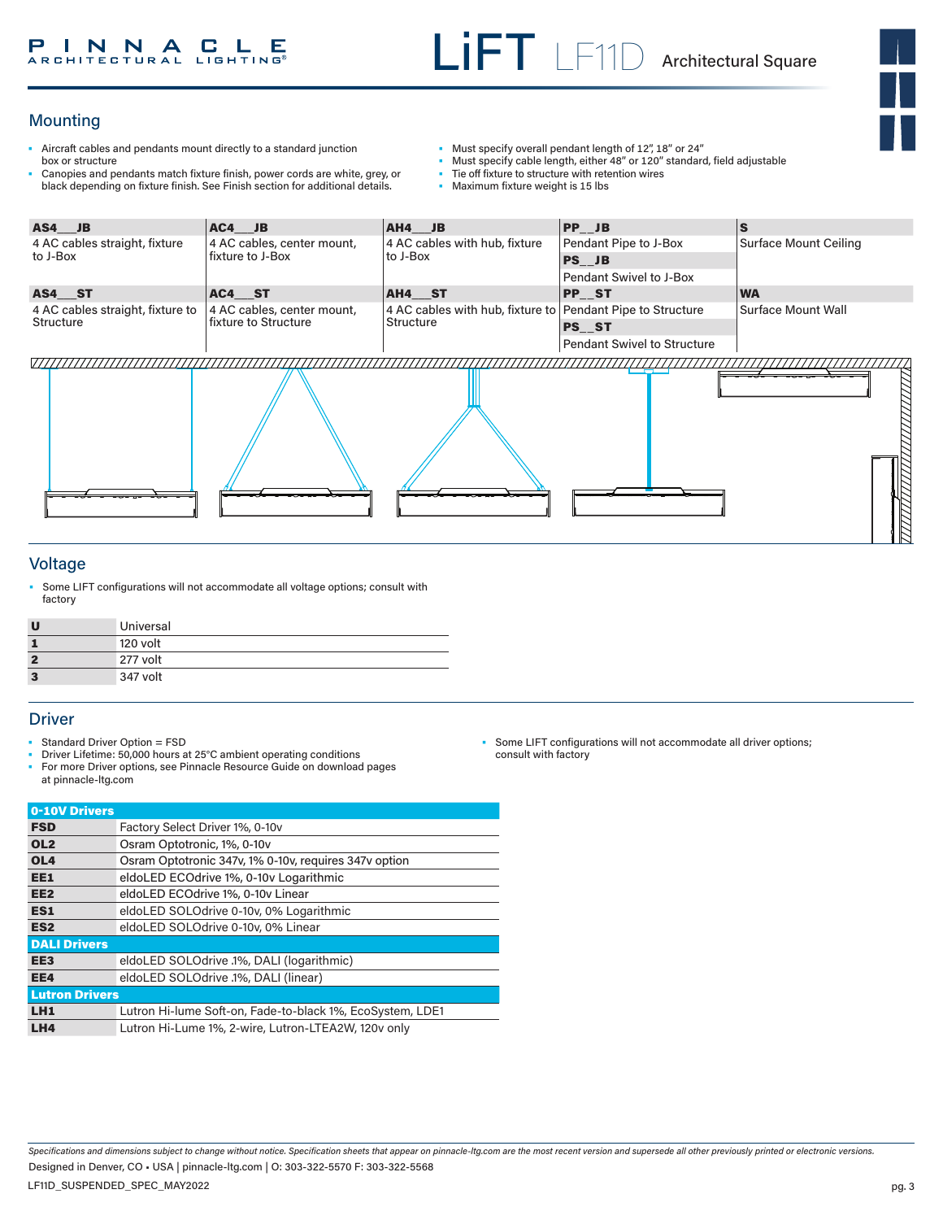## Mounting

- Aircraft cables and pendants mount directly to a standard junction box or structure
- Canopies and pendants match fixture finish, power cords are white, grey, or black depending on fixture finish. See Finish section for additional details.
- Must specify overall pendant length of 12", 18" or 24"
- Must specify cable length, either 48" or 120" standard, field adjustable
- Tie off fixture to structure with retention wires
- Maximum fixture weight is 15 lbs

| **AS4__JB** | **AC4__JB** | **AH4__JB** | **PP__JB** | **S** |
|---|---|---|---|---|
| 4 AC cables straight, fixture to J-Box | 4 AC cables, center mount, fixture to J-Box | 4 AC cables with hub, fixture to J-Box | Pendant Pipe to J-Box | Surface Mount Ceiling |
| | | | **PS__JB** | |
| | | | Pendant Swivel to J-Box | |
| **AS4__ST** | **AC4__ST** | **AH4__ST** | **PP__ST** | **WA** |
| 4 AC cables straight, fixture to Structure | 4 AC cables, center mount, fixture to Structure | 4 AC cables with hub, fixture to Structure | Pendant Pipe to Structure | Surface Mount Wall |
| | | | **PS__ST** | |
| | | | Pendant Swivel to Structure | |

## Voltage

- Some LIFT configurations will not accommodate all voltage options; consult with factory

| | |
|---|---|
| **U** | Universal |
| **1** | 120 volt |
| **2** | 277 volt |
| **3** | 347 volt |

## Driver

- Standard Driver Option = FSD
- Driver Lifetime: 50,000 hours at 25°C ambient operating conditions
- For more Driver options, see Pinnacle Resource Guide on download pages at pinnacle-ltg.com
- Some LIFT configurations will not accommodate all driver options; consult with factory

| **0-10V Drivers** | |
|---|---|
| **FSD** | Factory Select Driver 1%, 0-10v |
| **OL2** | Osram Optotronic, 1%, 0-10v |
| **OL4** | Osram Optotronic 347v, 1% 0-10v, requires 347v option |
| **EE1** | eldoLED ECOdrive 1%, 0-10v Logarithmic |
| **EE2** | eldoLED ECOdrive 1%, 0-10v Linear |
| **ES1** | eldoLED SOLOdrive 0-10v, 0% Logarithmic |
| **ES2** | eldoLED SOLOdrive 0-10v, 0% Linear |
| **DALI Drivers** | |
| **EE3** | eldoLED SOLOdrive .1%, DALI (logarithmic) |
| **EE4** | eldoLED SOLOdrive .1%, DALI (linear) |
| **Lutron Drivers** | |
| **LH1** | Lutron Hi-lume Soft-on, Fade-to-black 1%, EcoSystem, LDE1 |
| **LH4** | Lutron Hi-Lume 1%, 2-wire, Lutron-LTEA2W, 120v only |

*Specifications and dimensions subject to change without notice. Specification sheets that appear on pinnacle-ltg.com are the most recent version and supersede all other previously printed or electronic versions.*

Designed in Denver, CO • USA | pinnacle-ltg.com | O: 303-322-5570 F: 303-322-5568

LF11D_SUSPENDED_SPEC_MAY2022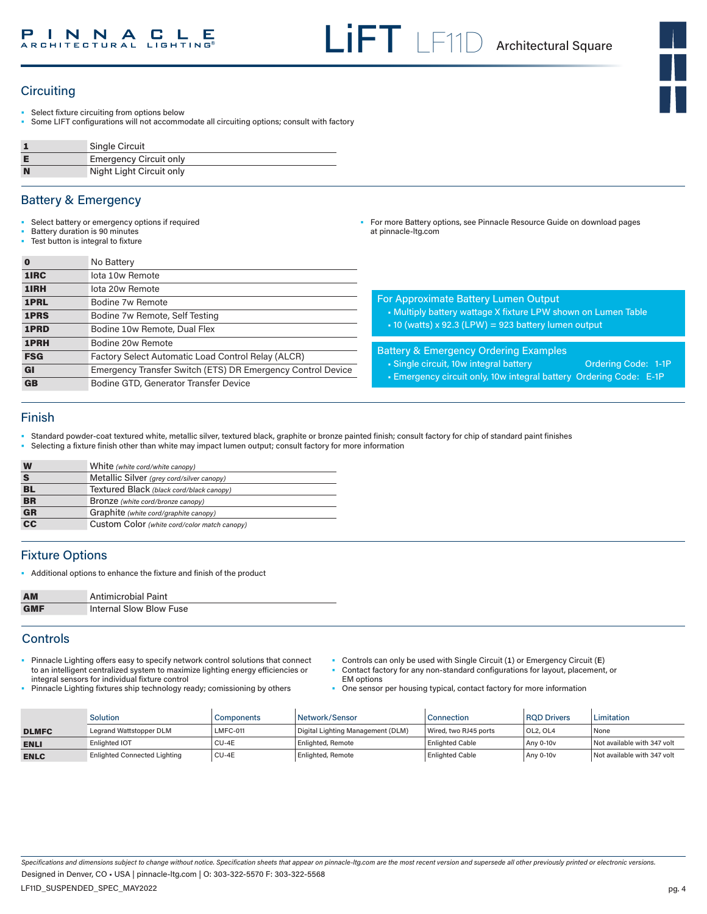## Circuiting

- Select fixture circuiting from options below
- Some LIFT configurations will not accommodate all circuiting options; consult with factory

| | |
|---|---|
| **1** | Single Circuit |
| **E** | Emergency Circuit only |
| **N** | Night Light Circuit only |

## Battery & Emergency

- Select battery or emergency options if required
- Battery duration is 90 minutes
- Test button is integral to fixture
- For more Battery options, see Pinnacle Resource Guide on download pages at pinnacle-ltg.com

| | |
|---|---|
| **0** | No Battery |
| **1IRC** | Iota 10w Remote |
| **1IRH** | Iota 20w Remote |
| **1PRL** | Bodine 7w Remote |
| **1PRS** | Bodine 7w Remote, Self Testing |
| **1PRD** | Bodine 10w Remote, Dual Flex |
| **1PRH** | Bodine 20w Remote |
| **FSG** | Factory Select Automatic Load Control Relay (ALCR) |
| **GI** | Emergency Transfer Switch (ETS) DR Emergency Control Device |
| **GB** | Bodine GTD, Generator Transfer Device |

**For Approximate Battery Lumen Output**

- Multiply battery wattage X fixture LPW shown on Lumen Table
- 10 (watts) x 92.3 (LPW) = 923 battery lumen output

**Battery & Emergency Ordering Examples**

- Single circuit, 10w integral battery — Ordering Code: 1-1P
- Emergency circuit only, 10w integral battery — Ordering Code: E-1P

## Finish

- Standard powder-coat textured white, metallic silver, textured black, graphite or bronze painted finish; consult factory for chip of standard paint finishes
- Selecting a fixture finish other than white may impact lumen output; consult factory for more information

| | |
|---|---|
| **W** | White *(white cord/white canopy)* |
| **S** | Metallic Silver *(grey cord/silver canopy)* |
| **BL** | Textured Black *(black cord/black canopy)* |
| **BR** | Bronze *(white cord/bronze canopy)* |
| **GR** | Graphite *(white cord/graphite canopy)* |
| **CC** | Custom Color *(white cord/color match canopy)* |

## Fixture Options

- Additional options to enhance the fixture and finish of the product

| | |
|---|---|
| **AM** | Antimicrobial Paint |
| **GMF** | Internal Slow Blow Fuse |

## Controls

- Pinnacle Lighting offers easy to specify network control solutions that connect to an intelligent centralized system to maximize lighting energy efficiencies or integral sensors for individual fixture control
- Pinnacle Lighting fixtures ship technology ready; comissioning by others
- Controls can only be used with Single Circuit (**1**) or Emergency Circuit (**E**)
- Contact factory for any non-standard configurations for layout, placement, or EM options
- One sensor per housing typical, contact factory for more information

| | Solution | Components | Network/Sensor | Connection | RQD Drivers | Limitation |
|---|---|---|---|---|---|---|
| **DLMFC** | Legrand Wattstopper DLM | LMFC-011 | Digital Lighting Management (DLM) | Wired, two RJ45 ports | OL2, OL4 | None |
| **ENLI** | Enlighted IOT | CU-4E | Enlighted, Remote | Enlighted Cable | Any 0-10v | Not available with 347 volt |
| **ENLC** | Enlighted Connected Lighting | CU-4E | Enlighted, Remote | Enlighted Cable | Any 0-10v | Not available with 347 volt |

*Specifications and dimensions subject to change without notice. Specification sheets that appear on pinnacle-ltg.com are the most recent version and supersede all other previously printed or electronic versions.*

Designed in Denver, CO • USA | pinnacle-ltg.com | O: 303-322-5570 F: 303-322-5568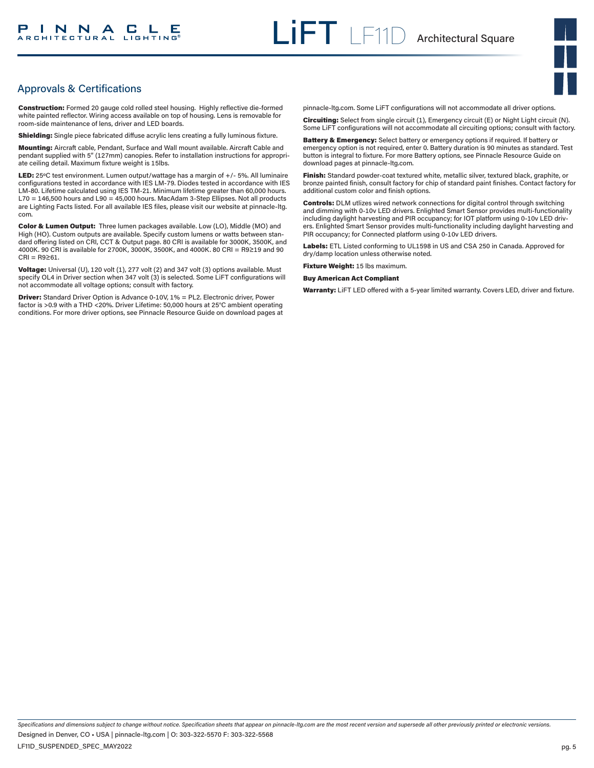## Approvals & Certifications

**Construction:** Formed 20 gauge cold rolled steel housing. Highly reflective die-formed white painted reflector. Wiring access available on top of housing. Lens is removable for room-side maintenance of lens, driver and LED boards.

**Shielding:** Single piece fabricated diffuse acrylic lens creating a fully luminous fixture.

**Mounting:** Aircraft cable, Pendant, Surface and Wall mount available. Aircraft Cable and pendant supplied with 5" (127mm) canopies. Refer to installation instructions for appropriate ceiling detail. Maximum fixture weight is 15lbs.

**LED:** 25ºC test environment. Lumen output/wattage has a margin of +/- 5%. All luminaire configurations tested in accordance with IES LM-79. Diodes tested in accordance with IES LM-80. Lifetime calculated using IES TM-21. Minimum lifetime greater than 60,000 hours. L70 = 146,500 hours and L90 = 45,000 hours. MacAdam 3-Step Ellipses. Not all products are Lighting Facts listed. For all available IES files, please visit our website at pinnacle-ltg.com.

**Color & Lumen Output:** Three lumen packages available. Low (LO), Middle (MO) and High (HO). Custom outputs are available. Specify custom lumens or watts between standard offering listed on CRI, CCT & Output page. 80 CRI is available for 3000K, 3500K, and 4000K. 90 CRI is available for 2700K, 3000K, 3500K, and 4000K. 80 CRI = R9≥19 and 90 CRI = R9≥61.

**Voltage:** Universal (U), 120 volt (1), 277 volt (2) and 347 volt (3) options available. Must specify OL4 in Driver section when 347 volt (3) is selected. Some LiFT configurations will not accommodate all voltage options; consult with factory.

**Driver:** Standard Driver Option is Advance 0-10V, 1% = PL2. Electronic driver, Power factor is >0.9 with a THD <20%. Driver Lifetime: 50,000 hours at 25°C ambient operating conditions. For more driver options, see Pinnacle Resource Guide on download pages at pinnacle-ltg.com. Some LiFT configurations will not accommodate all driver options.

**Circuiting:** Select from single circuit (1), Emergency circuit (E) or Night Light circuit (N). Some LiFT configurations will not accommodate all circuiting options; consult with factory.

**Battery & Emergency:** Select battery or emergency options if required. If battery or emergency option is not required, enter 0. Battery duration is 90 minutes as standard. Test button is integral to fixture. For more Battery options, see Pinnacle Resource Guide on download pages at pinnacle-ltg.com.

**Finish:** Standard powder-coat textured white, metallic silver, textured black, graphite, or bronze painted finish, consult factory for chip of standard paint finishes. Contact factory for additional custom color and finish options.

**Controls:** DLM utlizes wired network connections for digital control through switching and dimming with 0-10v LED drivers. Enlighted Smart Sensor provides multi-functionality including daylight harvesting and PIR occupancy; for IOT platform using 0-10v LED drivers. Enlighted Smart Sensor provides multi-functionality including daylight harvesting and PIR occupancy; for Connected platform using 0-10v LED drivers.

**Labels:** ETL Listed conforming to UL1598 in US and CSA 250 in Canada. Approved for dry/damp location unless otherwise noted.

**Fixture Weight:** 15 lbs maximum.

**Buy American Act Compliant**

**Warranty:** LiFT LED offered with a 5-year limited warranty. Covers LED, driver and fixture.

*Specifications and dimensions subject to change without notice. Specification sheets that appear on pinnacle-ltg.com are the most recent version and supersede all other previously printed or electronic versions.*

Designed in Denver, CO • USA | pinnacle-ltg.com | O: 303-322-5570 F: 303-322-5568

LF11D_SUSPENDED_SPEC_MAY2022